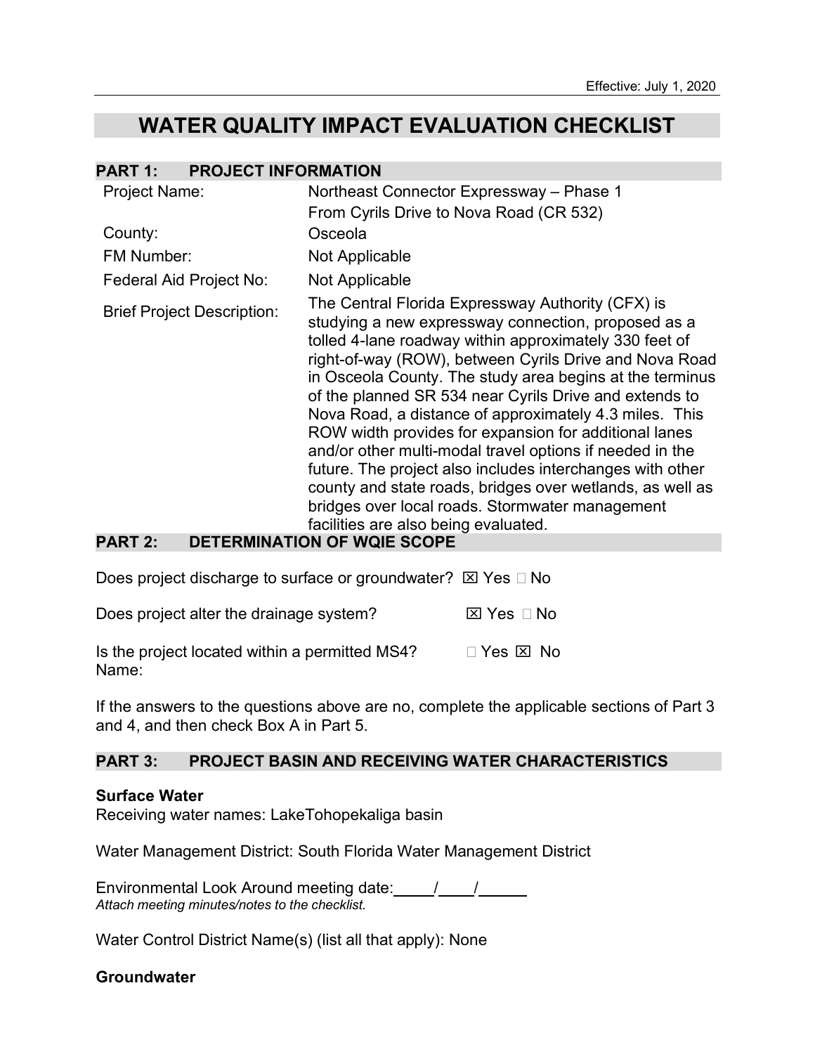Effective: July 1, 2020

# WATER QUALITY IMPACT EVALUATION CHECKLIST

## PART 1: PROJECT INFORMATION

| | |
|---|---|
| Project Name: | Northeast Connector Expressway – Phase 1<br>From Cyrils Drive to Nova Road (CR 532) |
| County: | Osceola |
| FM Number: | Not Applicable |
| Federal Aid Project No: | Not Applicable |
| Brief Project Description: | The Central Florida Expressway Authority (CFX) is studying a new expressway connection, proposed as a tolled 4-lane roadway within approximately 330 feet of right-of-way (ROW), between Cyrils Drive and Nova Road in Osceola County. The study area begins at the terminus of the planned SR 534 near Cyrils Drive and extends to Nova Road, a distance of approximately 4.3 miles. This ROW width provides for expansion for additional lanes and/or other multi-modal travel options if needed in the future. The project also includes interchanges with other county and state roads, bridges over wetlands, as well as bridges over local roads. Stormwater management facilities are also being evaluated. |

## PART 2: DETERMINATION OF WQIE SCOPE

Does project discharge to surface or groundwater? ☒ Yes ☐ No

Does project alter the drainage system? ☒ Yes ☐ No

Is the project located within a permitted MS4? ☐ Yes ☒ No
Name:

If the answers to the questions above are no, complete the applicable sections of Part 3 and 4, and then check Box A in Part 5.

## PART 3: PROJECT BASIN AND RECEIVING WATER CHARACTERISTICS

**Surface Water**
Receiving water names: LakeTohopekaliga basin

Water Management District: South Florida Water Management District

Environmental Look Around meeting date: \_\_\_\_/\_\_\_\_/\_\_\_\_\_
*Attach meeting minutes/notes to the checklist.*

Water Control District Name(s) (list all that apply): None

**Groundwater**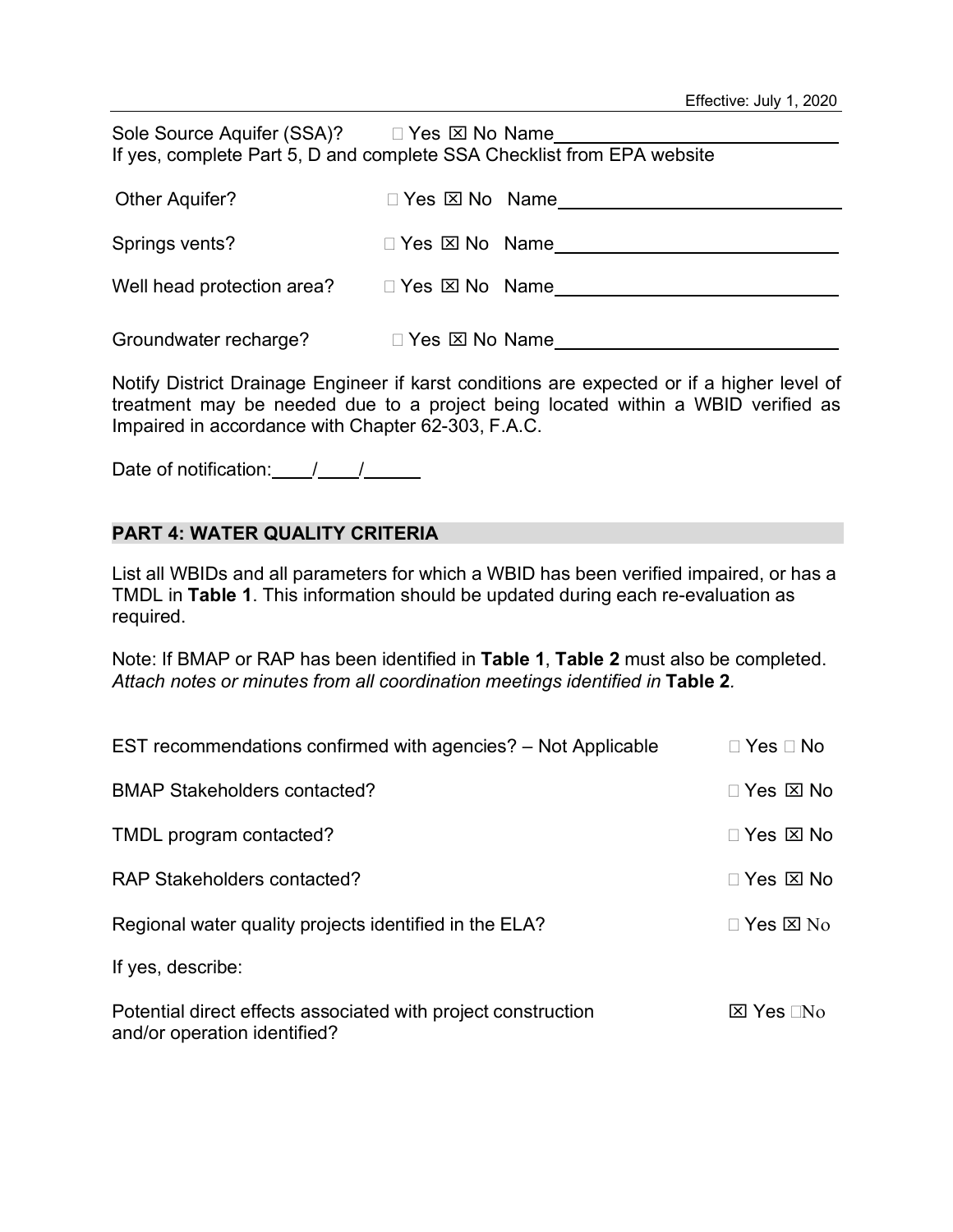Sole Source Aquifer (SSA)? ☐ Yes ☒ No Name\_\_\_\_\_\_\_\_\_\_\_\_\_\_\_\_\_\_\_\_\_\_\_\_\_\_
If yes, complete Part 5, D and complete SSA Checklist from EPA website

Other Aquifer? ☐ Yes ☒ No Name\_\_\_\_\_\_\_\_\_\_\_\_\_\_\_\_\_\_\_\_\_\_\_\_\_\_

Springs vents? ☐ Yes ☒ No Name\_\_\_\_\_\_\_\_\_\_\_\_\_\_\_\_\_\_\_\_\_\_\_\_\_\_

Well head protection area? ☐ Yes ☒ No Name\_\_\_\_\_\_\_\_\_\_\_\_\_\_\_\_\_\_\_\_\_\_\_\_\_\_

Groundwater recharge? ☐ Yes ☒ No Name\_\_\_\_\_\_\_\_\_\_\_\_\_\_\_\_\_\_\_\_\_\_\_\_\_\_

Notify District Drainage Engineer if karst conditions are expected or if a higher level of treatment may be needed due to a project being located within a WBID verified as Impaired in accordance with Chapter 62-303, F.A.C.

Date of notification: \_\_\_\_/\_\_\_\_/\_\_\_\_\_

## PART 4: WATER QUALITY CRITERIA

List all WBIDs and all parameters for which a WBID has been verified impaired, or has a TMDL in **Table 1**. This information should be updated during each re-evaluation as required.

Note: If BMAP or RAP has been identified in **Table 1**, **Table 2** must also be completed. *Attach notes or minutes from all coordination meetings identified in* **Table 2**.

EST recommendations confirmed with agencies? – Not Applicable ☐ Yes ☐ No

BMAP Stakeholders contacted? ☐ Yes ☒ No

TMDL program contacted? ☐ Yes ☒ No

RAP Stakeholders contacted? ☐ Yes ☒ No

Regional water quality projects identified in the ELA? ☐ Yes ☒ No

If yes, describe:

Potential direct effects associated with project construction and/or operation identified? ☒ Yes ☐ No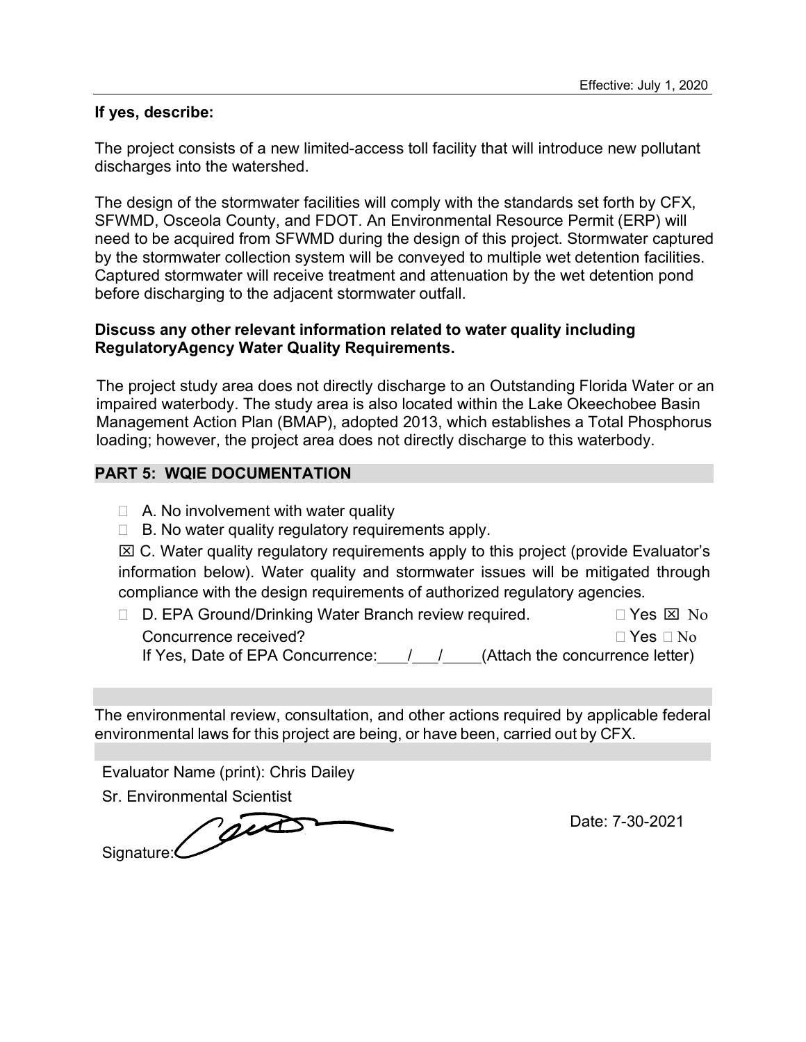**If yes, describe:**

The project consists of a new limited-access toll facility that will introduce new pollutant discharges into the watershed.

The design of the stormwater facilities will comply with the standards set forth by CFX, SFWMD, Osceola County, and FDOT. An Environmental Resource Permit (ERP) will need to be acquired from SFWMD during the design of this project. Stormwater captured by the stormwater collection system will be conveyed to multiple wet detention facilities. Captured stormwater will receive treatment and attenuation by the wet detention pond before discharging to the adjacent stormwater outfall.

**Discuss any other relevant information related to water quality including RegulatoryAgency Water Quality Requirements.**

The project study area does not directly discharge to an Outstanding Florida Water or an impaired waterbody. The study area is also located within the Lake Okeechobee Basin Management Action Plan (BMAP), adopted 2013, which establishes a Total Phosphorus loading; however, the project area does not directly discharge to this waterbody.

## PART 5: WQIE DOCUMENTATION

- ☐ A. No involvement with water quality
- ☐ B. No water quality regulatory requirements apply.
- ☒ C. Water quality regulatory requirements apply to this project (provide Evaluator's information below). Water quality and stormwater issues will be mitigated through compliance with the design requirements of authorized regulatory agencies.
- ☐ D. EPA Ground/Drinking Water Branch review required. ☐ Yes ☒ No

  Concurrence received? ☐ Yes ☐ No

  If Yes, Date of EPA Concurrence: \_\_\_/\_\_\_/\_\_\_\_ (Attach the concurrence letter)

The environmental review, consultation, and other actions required by applicable federal environmental laws for this project are being, or have been, carried out by CFX.

Evaluator Name (print): Chris Dailey

Sr. Environmental Scientist

Signature: [signature]

Date: 7-30-2021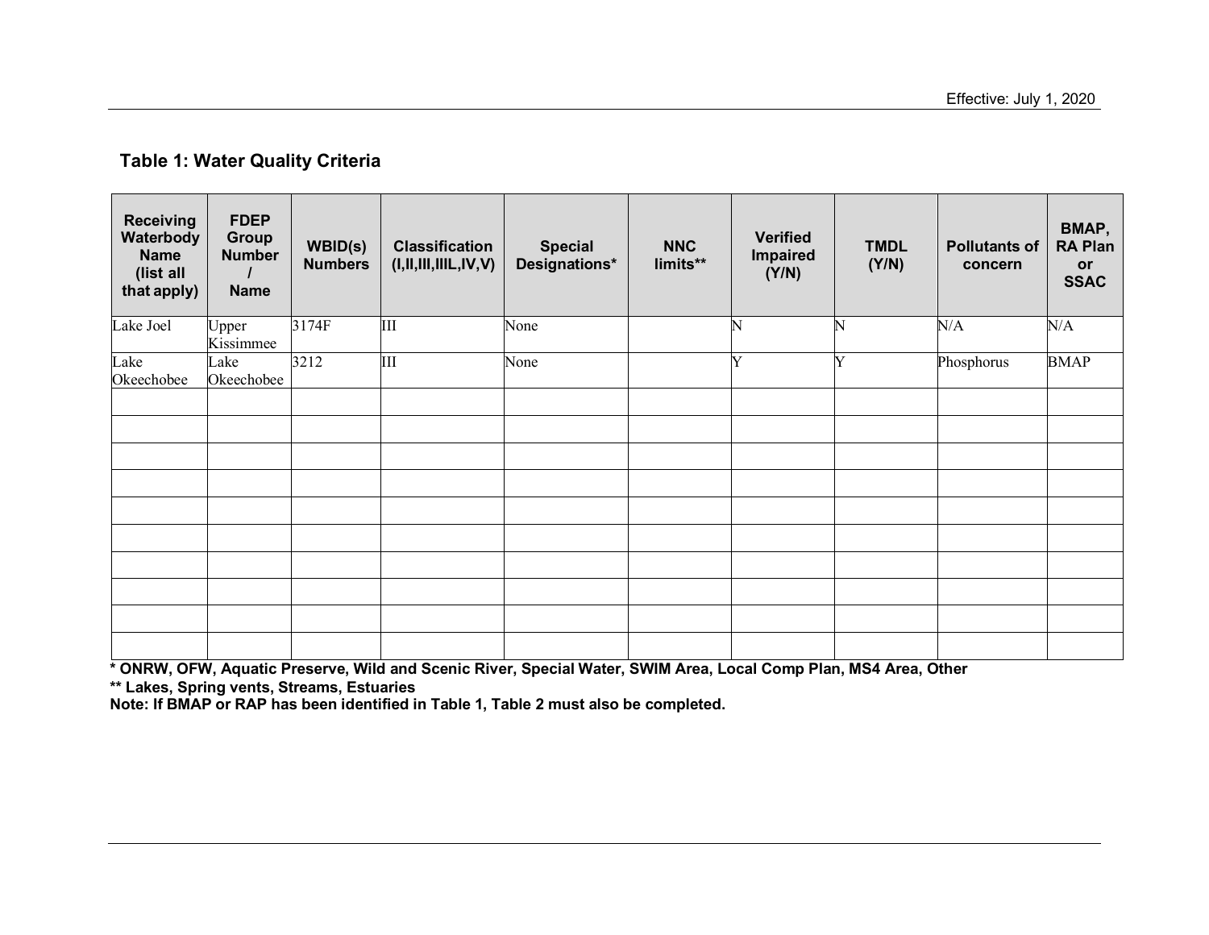## Table 1: Water Quality Criteria

| Receiving Waterbody Name (list all that apply) | FDEP Group Number / Name | WBID(s) Numbers | Classification (I,II,III,IIIL,IV,V) | Special Designations* | NNC limits** | Verified Impaired (Y/N) | TMDL (Y/N) | Pollutants of concern | BMAP, RA Plan or SSAC |
|---|---|---|---|---|---|---|---|---|---|
| Lake Joel | Upper Kissimmee | 3174F | III | None | | N | N | N/A | N/A |
| Lake Okeechobee | Lake Okeechobee | 3212 | III | None | | Y | Y | Phosphorus | BMAP |
| | | | | | | | | | |
| | | | | | | | | | |
| | | | | | | | | | |
| | | | | | | | | | |
| | | | | | | | | | |
| | | | | | | | | | |
| | | | | | | | | | |
| | | | | | | | | | |
| | | | | | | | | | |
| | | | | | | | | | |

**\* ONRW, OFW, Aquatic Preserve, Wild and Scenic River, Special Water, SWIM Area, Local Comp Plan, MS4 Area, Other**

**\*\* Lakes, Spring vents, Streams, Estuaries**

**Note: If BMAP or RAP has been identified in Table 1, Table 2 must also be completed.**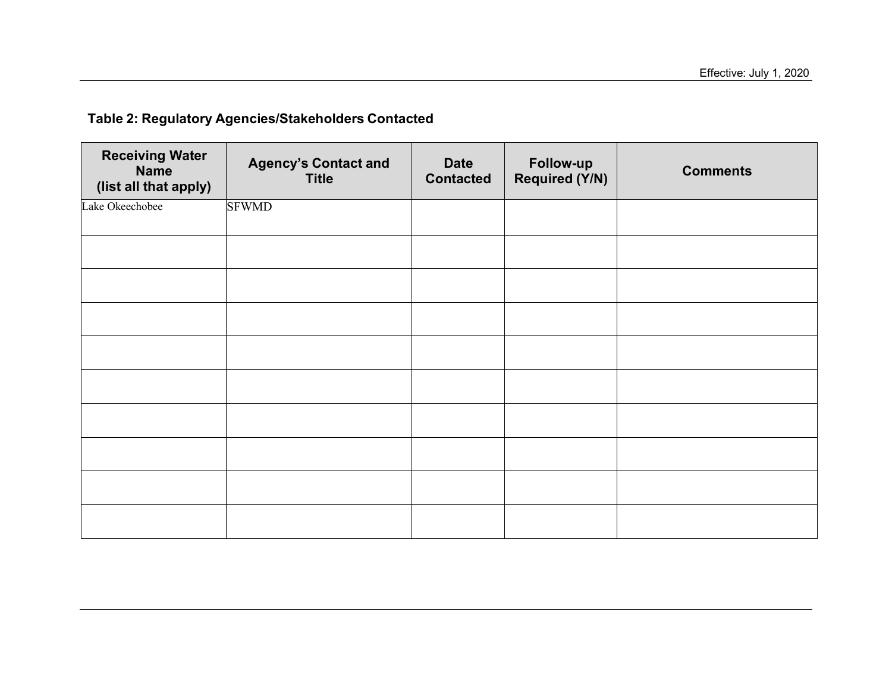**Table 2: Regulatory Agencies/Stakeholders Contacted**

| Receiving Water Name (list all that apply) | Agency's Contact and Title | Date Contacted | Follow-up Required (Y/N) | Comments |
|---|---|---|---|---|
| Lake Okeechobee | SFWMD | | | |
| | | | | |
| | | | | |
| | | | | |
| | | | | |
| | | | | |
| | | | | |
| | | | | |
| | | | | |
| | | | | |